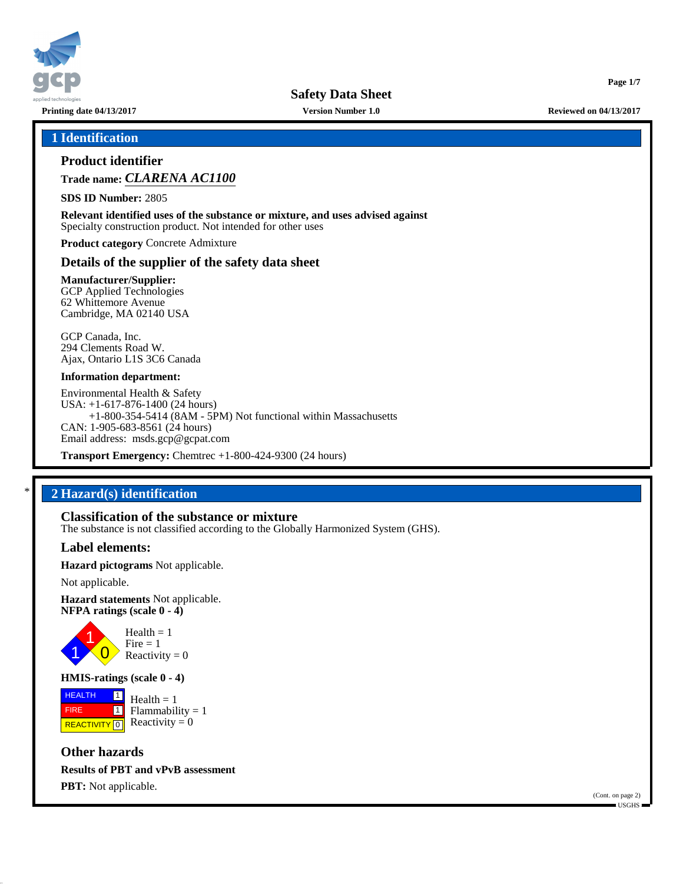# Safety Data Sheet

Printing date 04/13/2017 | Version Number 1.0 | Reviewed on 04/13/2017

## 1 Identification

### Product identifier

**Trade name:** ***CLARENA AC1100***

**SDS ID Number:** 2805

**Relevant identified uses of the substance or mixture, and uses advised against**
Specialty construction product. Not intended for other uses

**Product category** Concrete Admixture

### Details of the supplier of the safety data sheet

**Manufacturer/Supplier:**
GCP Applied Technologies
62 Whittemore Avenue
Cambridge, MA 02140 USA

GCP Canada, Inc.
294 Clements Road W.
Ajax, Ontario L1S 3C6 Canada

**Information department:**

Environmental Health & Safety
USA: +1-617-876-1400 (24 hours)
+1-800-354-5414 (8AM - 5PM) Not functional within Massachusetts
CAN: 1-905-683-8561 (24 hours)
Email address: msds.gcp@gcpat.com

**Transport Emergency:** Chemtrec +1-800-424-9300 (24 hours)

## * 2 Hazard(s) identification

### Classification of the substance or mixture

The substance is not classified according to the Globally Harmonized System (GHS).

### Label elements:

**Hazard pictograms** Not applicable.

Not applicable.

**Hazard statements** Not applicable.

**NFPA ratings (scale 0 - 4)**

Health = 1
Fire = 1
Reactivity = 0

**HMIS-ratings (scale 0 - 4)**

| HMIS | Rating |
|---|---|
| HEALTH | 1 |
| FIRE | 1 |
| REACTIVITY | 0 |

Health = 1
Flammability = 1
Reactivity = 0

### Other hazards

**Results of PBT and vPvB assessment**

**PBT:** Not applicable.

(Cont. on page 2)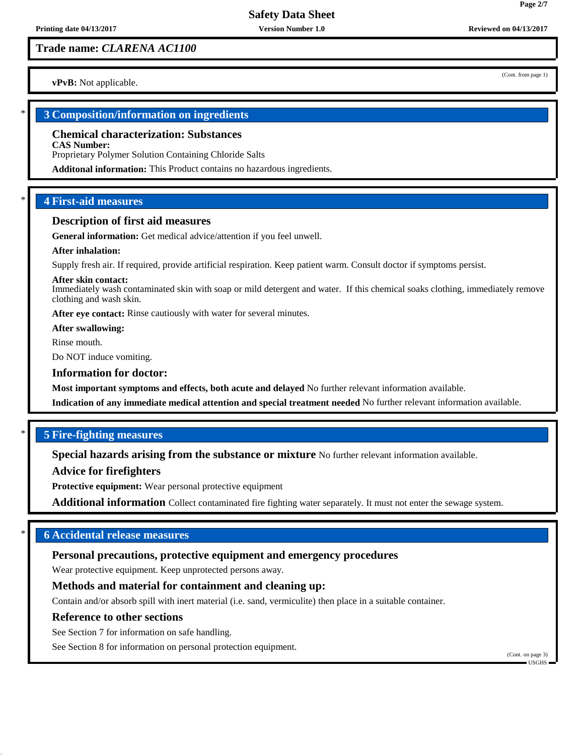**Trade name:** ***CLARENA AC1100***

(Cont. from page 1)

**vPvB:** Not applicable.

## 3 Composition/information on ingredients

### Chemical characterization: Substances

**CAS Number:**
Proprietary Polymer Solution Containing Chloride Salts

**Additonal information:** This Product contains no hazardous ingredients.

## 4 First-aid measures

### Description of first aid measures

**General information:** Get medical advice/attention if you feel unwell.

**After inhalation:**

Supply fresh air. If required, provide artificial respiration. Keep patient warm. Consult doctor if symptoms persist.

**After skin contact:**
Immediately wash contaminated skin with soap or mild detergent and water. If this chemical soaks clothing, immediately remove clothing and wash skin.

**After eye contact:** Rinse cautiously with water for several minutes.

**After swallowing:**

Rinse mouth.

Do NOT induce vomiting.

### Information for doctor:

**Most important symptoms and effects, both acute and delayed** No further relevant information available.

**Indication of any immediate medical attention and special treatment needed** No further relevant information available.

## 5 Fire-fighting measures

**Special hazards arising from the substance or mixture** No further relevant information available.

### Advice for firefighters

**Protective equipment:** Wear personal protective equipment

**Additional information** Collect contaminated fire fighting water separately. It must not enter the sewage system.

## 6 Accidental release measures

### Personal precautions, protective equipment and emergency procedures

Wear protective equipment. Keep unprotected persons away.

### Methods and material for containment and cleaning up:

Contain and/or absorb spill with inert material (i.e. sand, vermiculite) then place in a suitable container.

### Reference to other sections

See Section 7 for information on safe handling.

See Section 8 for information on personal protection equipment.

(Cont. on page 3)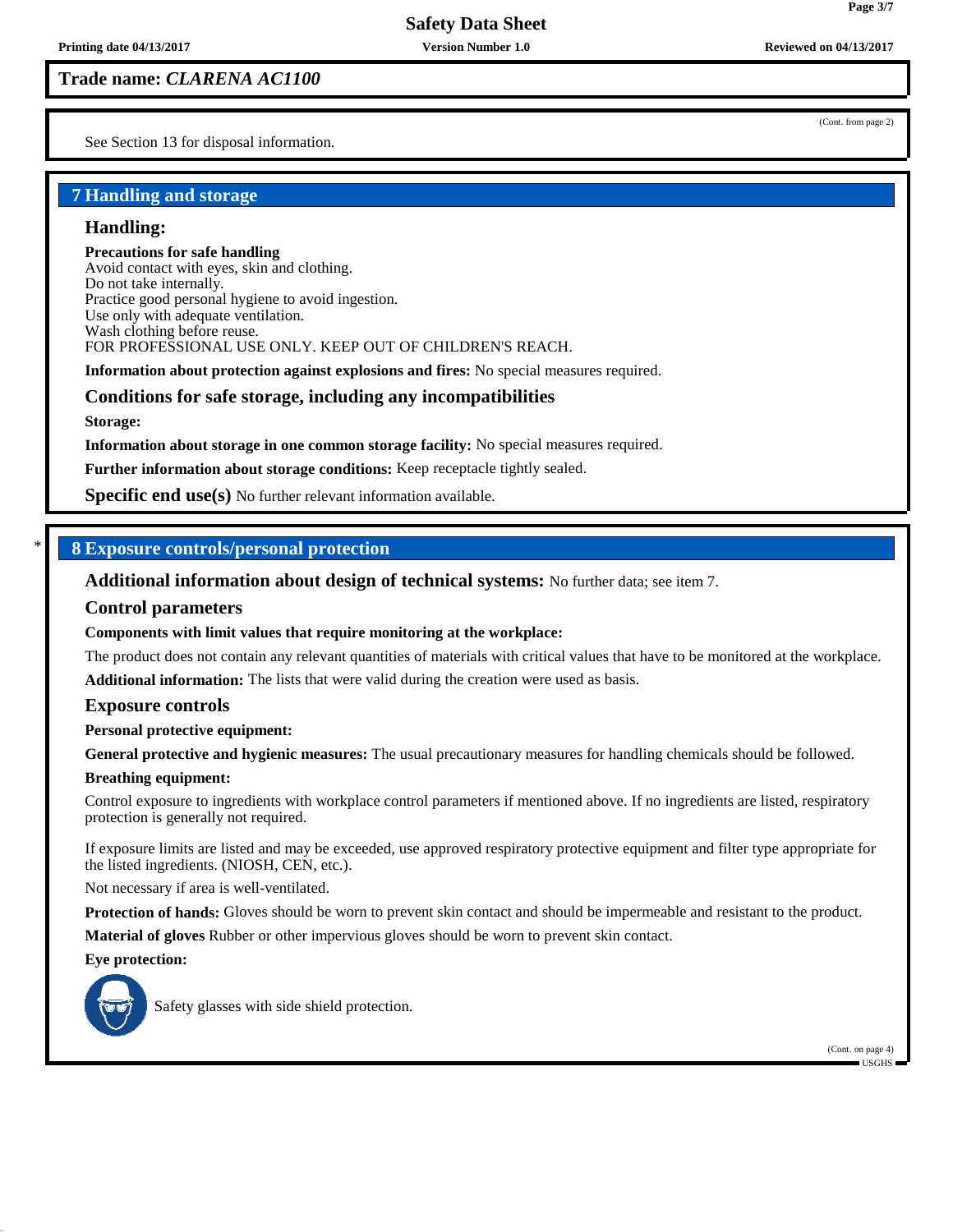**Trade name: *CLARENA AC1100***

(Cont. from page 2)

See Section 13 for disposal information.

## 7 Handling and storage

### Handling:

**Precautions for safe handling**
Avoid contact with eyes, skin and clothing.
Do not take internally.
Practice good personal hygiene to avoid ingestion.
Use only with adequate ventilation.
Wash clothing before reuse.
FOR PROFESSIONAL USE ONLY. KEEP OUT OF CHILDREN'S REACH.

**Information about protection against explosions and fires:** No special measures required.

### Conditions for safe storage, including any incompatibilities

**Storage:**

**Information about storage in one common storage facility:** No special measures required.

**Further information about storage conditions:** Keep receptacle tightly sealed.

**Specific end use(s)** No further relevant information available.

## * 8 Exposure controls/personal protection

**Additional information about design of technical systems:** No further data; see item 7.

### Control parameters

**Components with limit values that require monitoring at the workplace:**

The product does not contain any relevant quantities of materials with critical values that have to be monitored at the workplace.

**Additional information:** The lists that were valid during the creation were used as basis.

### Exposure controls

**Personal protective equipment:**

**General protective and hygienic measures:** The usual precautionary measures for handling chemicals should be followed.

**Breathing equipment:**

Control exposure to ingredients with workplace control parameters if mentioned above. If no ingredients are listed, respiratory protection is generally not required.

If exposure limits are listed and may be exceeded, use approved respiratory protective equipment and filter type appropriate for the listed ingredients. (NIOSH, CEN, etc.).

Not necessary if area is well-ventilated.

**Protection of hands:** Gloves should be worn to prevent skin contact and should be impermeable and resistant to the product.

**Material of gloves** Rubber or other impervious gloves should be worn to prevent skin contact.

**Eye protection:**

Safety glasses with side shield protection.

(Cont. on page 4)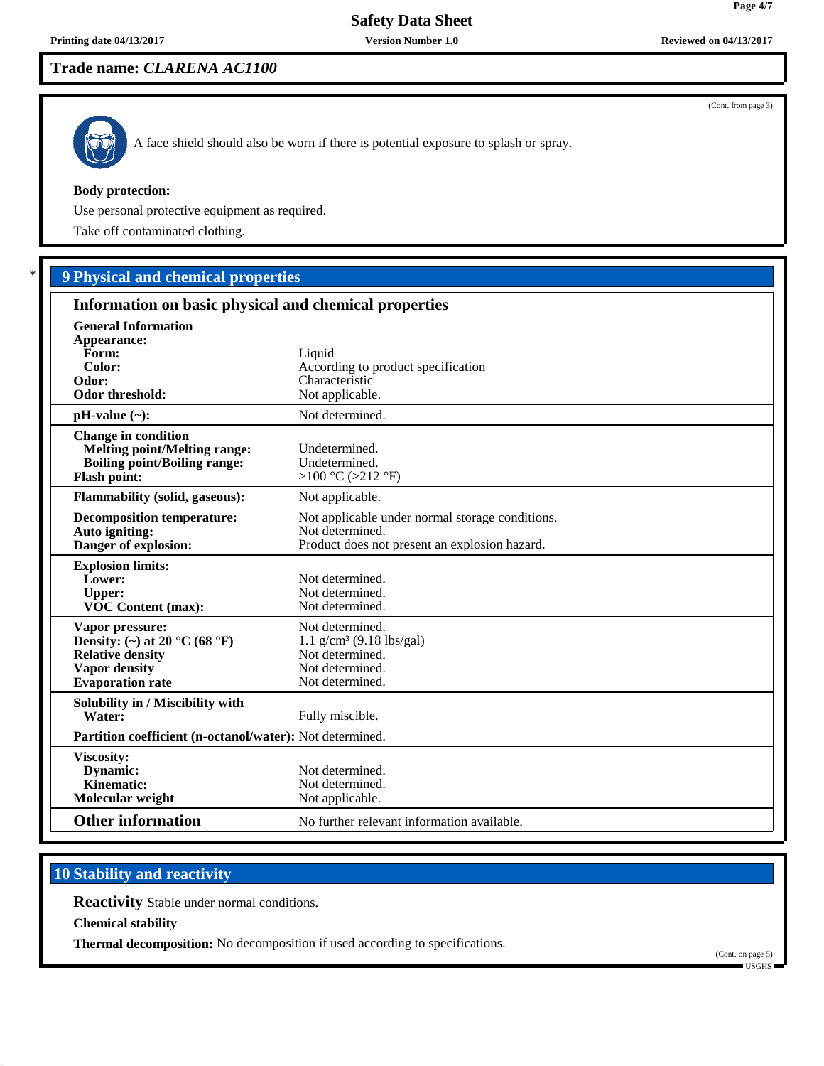## Trade name: *CLARENA AC1100*

(Cont. from page 3)

A face shield should also be worn if there is potential exposure to splash or spray.

**Body protection:**

Use personal protective equipment as required.

Take off contaminated clothing.

## 9 Physical and chemical properties

### Information on basic physical and chemical properties

| | |
|---|---|
| **General Information** | |
| **Appearance:** | |
| **Form:** | Liquid |
| **Color:** | According to product specification |
| **Odor:** | Characteristic |
| **Odor threshold:** | Not applicable. |
| **pH-value (~):** | Not determined. |
| **Change in condition** | |
| **Melting point/Melting range:** | Undetermined. |
| **Boiling point/Boiling range:** | Undetermined. |
| **Flash point:** | >100 °C (>212 °F) |
| **Flammability (solid, gaseous):** | Not applicable. |
| **Decomposition temperature:** | Not applicable under normal storage conditions. |
| **Auto igniting:** | Not determined. |
| **Danger of explosion:** | Product does not present an explosion hazard. |
| **Explosion limits:** | |
| **Lower:** | Not determined. |
| **Upper:** | Not determined. |
| **VOC Content (max):** | Not determined. |
| **Vapor pressure:** | Not determined. |
| **Density: (~) at 20 °C (68 °F)** | 1.1 g/cm³ (9.18 lbs/gal) |
| **Relative density** | Not determined. |
| **Vapor density** | Not determined. |
| **Evaporation rate** | Not determined. |
| **Solubility in / Miscibility with** | |
| **Water:** | Fully miscible. |
| **Partition coefficient (n-octanol/water):** | Not determined. |
| **Viscosity:** | |
| **Dynamic:** | Not determined. |
| **Kinematic:** | Not determined. |
| **Molecular weight** | Not applicable. |
| **Other information** | No further relevant information available. |

## 10 Stability and reactivity

**Reactivity** Stable under normal conditions.

**Chemical stability**

**Thermal decomposition:** No decomposition if used according to specifications.

(Cont. on page 5)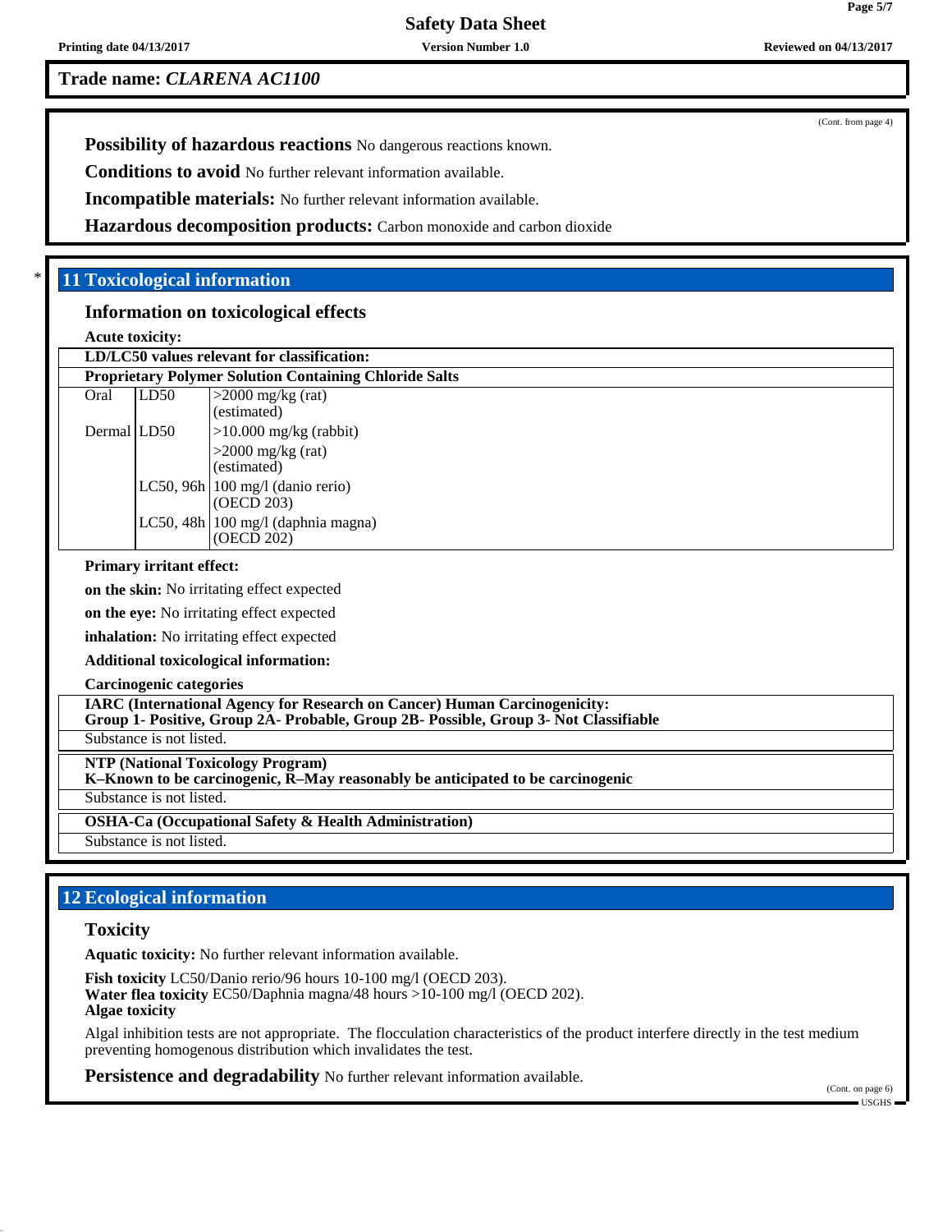**Trade name:** ***CLARENA AC1100***

(Cont. from page 4)

**Possibility of hazardous reactions** No dangerous reactions known.

**Conditions to avoid** No further relevant information available.

**Incompatible materials:** No further relevant information available.

**Hazardous decomposition products:** Carbon monoxide and carbon dioxide

## * 11 Toxicological information

### Information on toxicological effects

**Acute toxicity:**

| **LD/LC50 values relevant for classification:** | | |
|---|---|---|
| **Proprietary Polymer Solution Containing Chloride Salts** | | |
| Oral | LD50 | >2000 mg/kg (rat) (estimated) |
| Dermal | LD50 | >10.000 mg/kg (rabbit) |
| | | >2000 mg/kg (rat) (estimated) |
| | LC50, 96h | 100 mg/l (danio rerio) (OECD 203) |
| | LC50, 48h | 100 mg/l (daphnia magna) (OECD 202) |

**Primary irritant effect:**

**on the skin:** No irritating effect expected

**on the eye:** No irritating effect expected

**inhalation:** No irritating effect expected

**Additional toxicological information:**

**Carcinogenic categories**

| **IARC (International Agency for Research on Cancer) Human Carcinogenicity: Group 1- Positive, Group 2A- Probable, Group 2B- Possible, Group 3- Not Classifiable** |
|---|
| Substance is not listed. |

| **NTP (National Toxicology Program) K–Known to be carcinogenic, R–May reasonably be anticipated to be carcinogenic** |
|---|
| Substance is not listed. |

| **OSHA-Ca (Occupational Safety & Health Administration)** |
|---|
| Substance is not listed. |

## 12 Ecological information

### Toxicity

**Aquatic toxicity:** No further relevant information available.

**Fish toxicity** LC50/Danio rerio/96 hours 10-100 mg/l (OECD 203).
**Water flea toxicity** EC50/Daphnia magna/48 hours >10-100 mg/l (OECD 202).
**Algae toxicity**

Algal inhibition tests are not appropriate. The flocculation characteristics of the product interfere directly in the test medium preventing homogenous distribution which invalidates the test.

**Persistence and degradability** No further relevant information available.

(Cont. on page 6)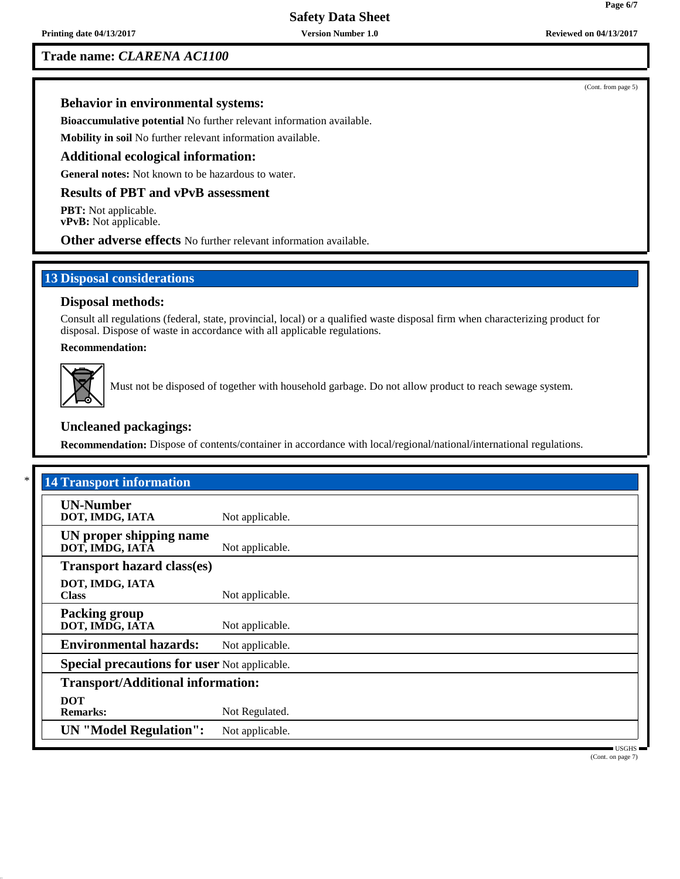**Trade name:** *CLARENA AC1100*

(Cont. from page 5)

### Behavior in environmental systems:

**Bioaccumulative potential** No further relevant information available.

**Mobility in soil** No further relevant information available.

### Additional ecological information:

**General notes:** Not known to be hazardous to water.

### Results of PBT and vPvB assessment

**PBT:** Not applicable.
**vPvB:** Not applicable.

**Other adverse effects** No further relevant information available.

## 13 Disposal considerations

### Disposal methods:

Consult all regulations (federal, state, provincial, local) or a qualified waste disposal firm when characterizing product for disposal. Dispose of waste in accordance with all applicable regulations.

**Recommendation:**

Must not be disposed of together with household garbage. Do not allow product to reach sewage system.

### Uncleaned packagings:

**Recommendation:** Dispose of contents/container in accordance with local/regional/national/international regulations.

## * 14 Transport information

| | |
|---|---|
| **UN-Number** **DOT, IMDG, IATA** | Not applicable. |
| **UN proper shipping name** **DOT, IMDG, IATA** | Not applicable. |
| **Transport hazard class(es)** **DOT, IMDG, IATA** **Class** | Not applicable. |
| **Packing group** **DOT, IMDG, IATA** | Not applicable. |
| **Environmental hazards:** | Not applicable. |
| **Special precautions for user** | Not applicable. |
| **Transport/Additional information:** **DOT** **Remarks:** | Not Regulated. |
| **UN "Model Regulation":** | Not applicable. |

(Cont. on page 7)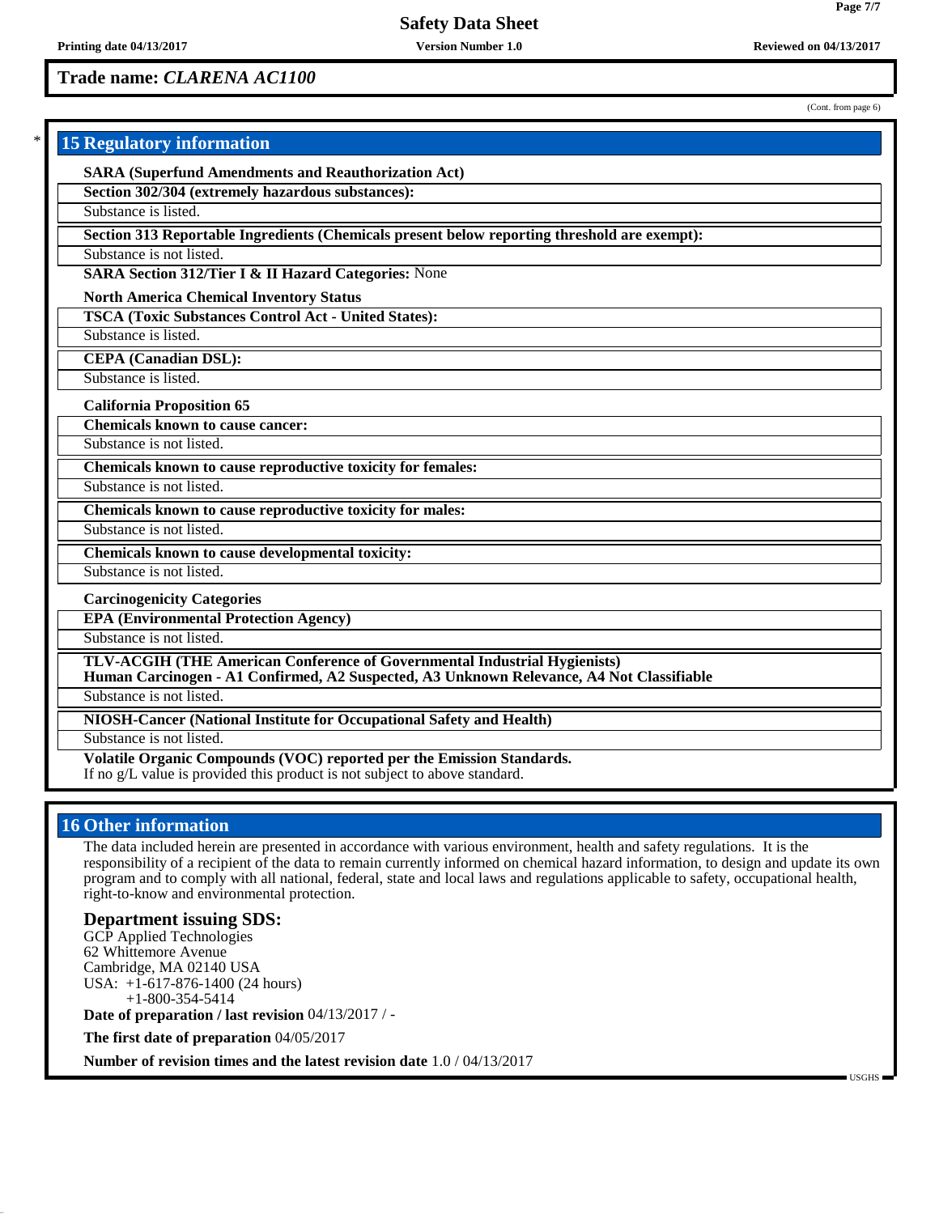Trade name: *CLARENA AC1100*

(Cont. from page 6)

## 15 Regulatory information

**SARA (Superfund Amendments and Reauthorization Act)**

**Section 302/304 (extremely hazardous substances):**

Substance is listed.

**Section 313 Reportable Ingredients (Chemicals present below reporting threshold are exempt):**

Substance is not listed.

**SARA Section 312/Tier I & II Hazard Categories:** None

**North America Chemical Inventory Status**

**TSCA (Toxic Substances Control Act - United States):**

Substance is listed.

**CEPA (Canadian DSL):**

Substance is listed.

**California Proposition 65**

**Chemicals known to cause cancer:**

Substance is not listed.

**Chemicals known to cause reproductive toxicity for females:**

Substance is not listed.

**Chemicals known to cause reproductive toxicity for males:**

Substance is not listed.

**Chemicals known to cause developmental toxicity:**

Substance is not listed.

**Carcinogenicity Categories**

**EPA (Environmental Protection Agency)**

Substance is not listed.

**TLV-ACGIH (THE American Conference of Governmental Industrial Hygienists)**
**Human Carcinogen - A1 Confirmed, A2 Suspected, A3 Unknown Relevance, A4 Not Classifiable**

Substance is not listed.

**NIOSH-Cancer (National Institute for Occupational Safety and Health)**

Substance is not listed.

**Volatile Organic Compounds (VOC) reported per the Emission Standards.**
If no g/L value is provided this product is not subject to above standard.

## 16 Other information

The data included herein are presented in accordance with various environment, health and safety regulations. It is the responsibility of a recipient of the data to remain currently informed on chemical hazard information, to design and update its own program and to comply with all national, federal, state and local laws and regulations applicable to safety, occupational health, right-to-know and environmental protection.

### Department issuing SDS:

GCP Applied Technologies
62 Whittemore Avenue
Cambridge, MA 02140 USA
USA: +1-617-876-1400 (24 hours)
+1-800-354-5414

**Date of preparation / last revision** 04/13/2017 / -

**The first date of preparation** 04/05/2017

**Number of revision times and the latest revision date** 1.0 / 04/13/2017